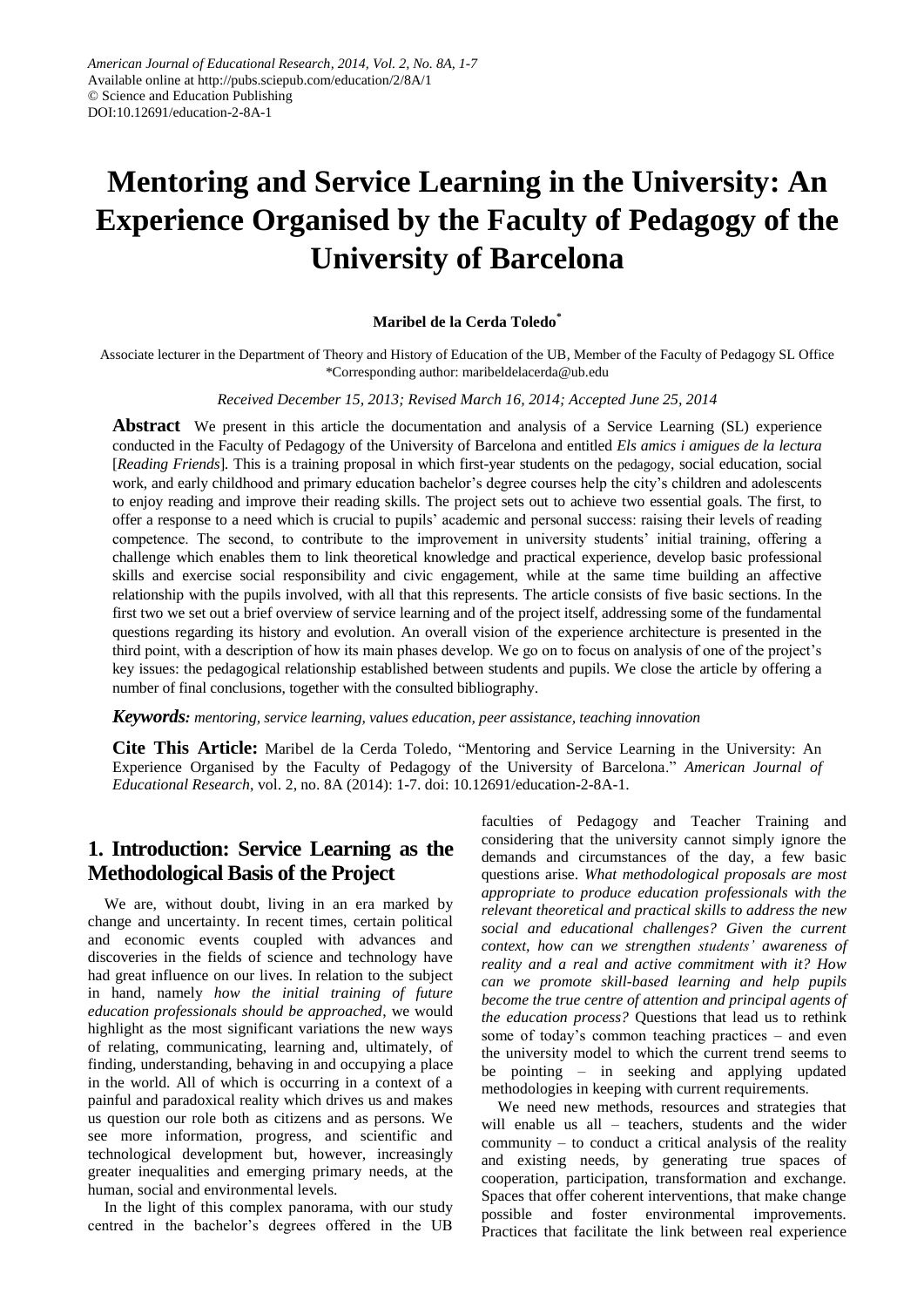American Journal of Educational Research, 2014, Vol. 2, No. 8A, 1-7
Available online at http://pubs.sciepub.com/education/2/8A/1
© Science and Education Publishing
DOI:10.12691/education-2-8A-1

# Mentoring and Service Learning in the University: An Experience Organised by the Faculty of Pedagogy of the University of Barcelona

**Maribel de la Cerda Toledo***

Associate lecturer in the Department of Theory and History of Education of the UB, Member of the Faculty of Pedagogy SL Office
*Corresponding author: maribeldelacerda@ub.edu

*Received December 15, 2013; Revised March 16, 2014; Accepted June 25, 2014*

**Abstract** We present in this article the documentation and analysis of a Service Learning (SL) experience conducted in the Faculty of Pedagogy of the University of Barcelona and entitled *Els amics i amigues de la lectura* [*Reading Friends*]. This is a training proposal in which first-year students on the pedagogy, social education, social work, and early childhood and primary education bachelor's degree courses help the city's children and adolescents to enjoy reading and improve their reading skills. The project sets out to achieve two essential goals. The first, to offer a response to a need which is crucial to pupils' academic and personal success: raising their levels of reading competence. The second, to contribute to the improvement in university students' initial training, offering a challenge which enables them to link theoretical knowledge and practical experience, develop basic professional skills and exercise social responsibility and civic engagement, while at the same time building an affective relationship with the pupils involved, with all that this represents. The article consists of five basic sections. In the first two we set out a brief overview of service learning and of the project itself, addressing some of the fundamental questions regarding its history and evolution. An overall vision of the experience architecture is presented in the third point, with a description of how its main phases develop. We go on to focus on analysis of one of the project's key issues: the pedagogical relationship established between students and pupils. We close the article by offering a number of final conclusions, together with the consulted bibliography.

***Keywords:*** *mentoring, service learning, values education, peer assistance, teaching innovation*

**Cite This Article:** Maribel de la Cerda Toledo, "Mentoring and Service Learning in the University: An Experience Organised by the Faculty of Pedagogy of the University of Barcelona." *American Journal of Educational Research*, vol. 2, no. 8A (2014): 1-7. doi: 10.12691/education-2-8A-1.

## 1. Introduction: Service Learning as the Methodological Basis of the Project

We are, without doubt, living in an era marked by change and uncertainty. In recent times, certain political and economic events coupled with advances and discoveries in the fields of science and technology have had great influence on our lives. In relation to the subject in hand, namely *how the initial training of future education professionals should be approached*, we would highlight as the most significant variations the new ways of relating, communicating, learning and, ultimately, of finding, understanding, behaving in and occupying a place in the world. All of which is occurring in a context of a painful and paradoxical reality which drives us and makes us question our role both as citizens and as persons. We see more information, progress, and scientific and technological development but, however, increasingly greater inequalities and emerging primary needs, at the human, social and environmental levels.

In the light of this complex panorama, with our study centred in the bachelor's degrees offered in the UB faculties of Pedagogy and Teacher Training and considering that the university cannot simply ignore the demands and circumstances of the day, a few basic questions arise. *What methodological proposals are most appropriate to produce education professionals with the relevant theoretical and practical skills to address the new social and educational challenges? Given the current context, how can we strengthen students' awareness of reality and a real and active commitment with it? How can we promote skill-based learning and help pupils become the true centre of attention and principal agents of the education process?* Questions that lead us to rethink some of today's common teaching practices – and even the university model to which the current trend seems to be pointing – in seeking and applying updated methodologies in keeping with current requirements.

We need new methods, resources and strategies that will enable us all – teachers, students and the wider community – to conduct a critical analysis of the reality and existing needs, by generating true spaces of cooperation, participation, transformation and exchange. Spaces that offer coherent interventions, that make change possible and foster environmental improvements. Practices that facilitate the link between real experience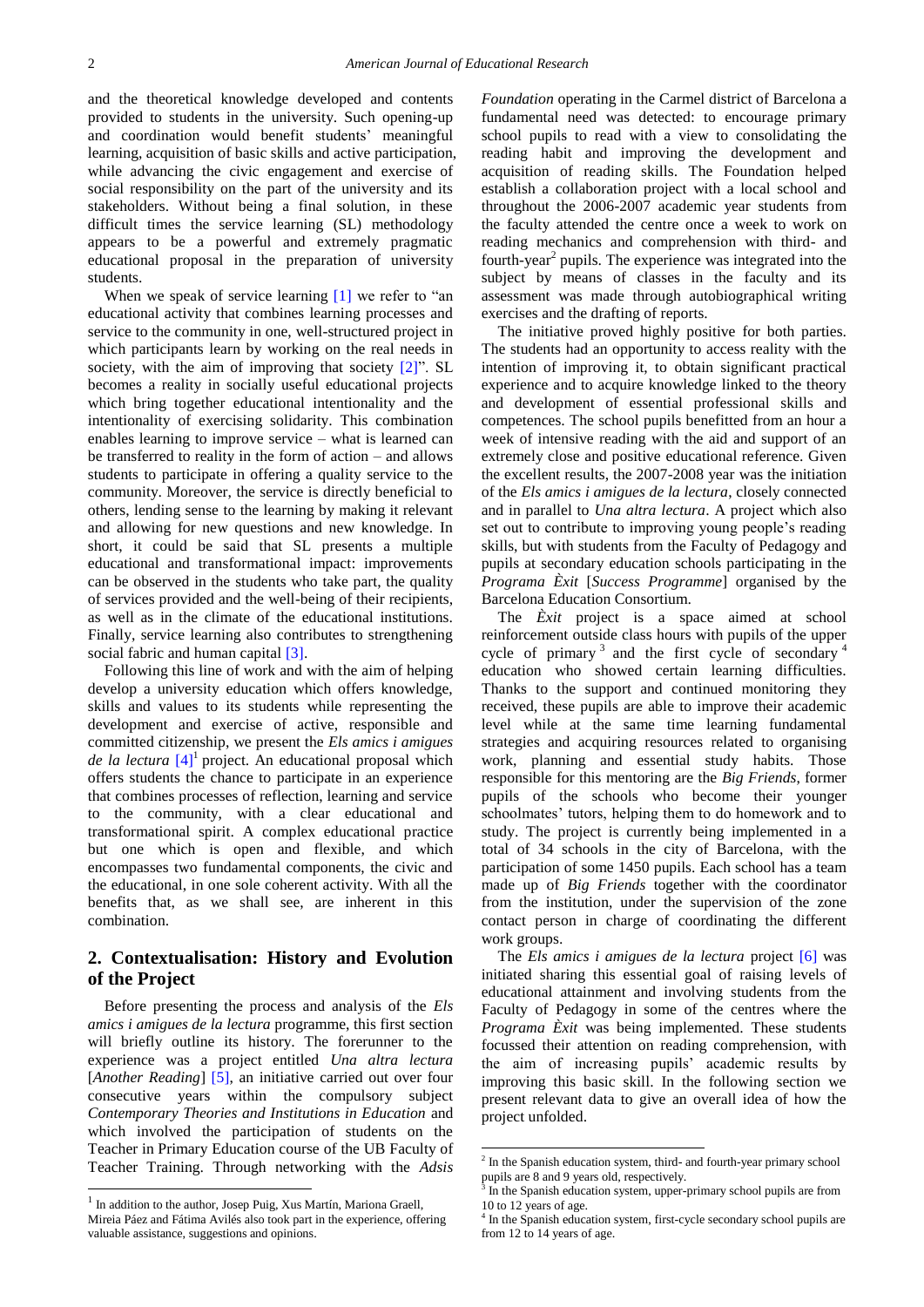and the theoretical knowledge developed and contents provided to students in the university. Such opening-up and coordination would benefit students' meaningful learning, acquisition of basic skills and active participation, while advancing the civic engagement and exercise of social responsibility on the part of the university and its stakeholders. Without being a final solution, in these difficult times the service learning (SL) methodology appears to be a powerful and extremely pragmatic educational proposal in the preparation of university students.

When we speak of service learning [1] we refer to "an educational activity that combines learning processes and service to the community in one, well-structured project in which participants learn by working on the real needs in society, with the aim of improving that society [2]". SL becomes a reality in socially useful educational projects which bring together educational intentionality and the intentionality of exercising solidarity. This combination enables learning to improve service – what is learned can be transferred to reality in the form of action – and allows students to participate in offering a quality service to the community. Moreover, the service is directly beneficial to others, lending sense to the learning by making it relevant and allowing for new questions and new knowledge. In short, it could be said that SL presents a multiple educational and transformational impact: improvements can be observed in the students who take part, the quality of services provided and the well-being of their recipients, as well as in the climate of the educational institutions. Finally, service learning also contributes to strengthening social fabric and human capital [3].

Following this line of work and with the aim of helping develop a university education which offers knowledge, skills and values to its students while representing the development and exercise of active, responsible and committed citizenship, we present the *Els amics i amigues de la lectura* [4][1] project. An educational proposal which offers students the chance to participate in an experience that combines processes of reflection, learning and service to the community, with a clear educational and transformational spirit. A complex educational practice but one which is open and flexible, and which encompasses two fundamental components, the civic and the educational, in one sole coherent activity. With all the benefits that, as we shall see, are inherent in this combination.

## 2. Contextualisation: History and Evolution of the Project

Before presenting the process and analysis of the *Els amics i amigues de la lectura* programme, this first section will briefly outline its history. The forerunner to the experience was a project entitled *Una altra lectura* [*Another Reading*] [5], an initiative carried out over four consecutive years within the compulsory subject *Contemporary Theories and Institutions in Education* and which involved the participation of students on the Teacher in Primary Education course of the UB Faculty of Teacher Training. Through networking with the *Adsis Foundation* operating in the Carmel district of Barcelona a fundamental need was detected: to encourage primary school pupils to read with a view to consolidating the reading habit and improving the development and acquisition of reading skills. The Foundation helped establish a collaboration project with a local school and throughout the 2006-2007 academic year students from the faculty attended the centre once a week to work on reading mechanics and comprehension with third- and fourth-year[2] pupils. The experience was integrated into the subject by means of classes in the faculty and its assessment was made through autobiographical writing exercises and the drafting of reports.

The initiative proved highly positive for both parties. The students had an opportunity to access reality with the intention of improving it, to obtain significant practical experience and to acquire knowledge linked to the theory and development of essential professional skills and competences. The school pupils benefitted from an hour a week of intensive reading with the aid and support of an extremely close and positive educational reference. Given the excellent results, the 2007-2008 year was the initiation of the *Els amics i amigues de la lectura*, closely connected and in parallel to *Una altra lectura*. A project which also set out to contribute to improving young people's reading skills, but with students from the Faculty of Pedagogy and pupils at secondary education schools participating in the *Programa Èxit* [*Success Programme*] organised by the Barcelona Education Consortium.

The *Èxit* project is a space aimed at school reinforcement outside class hours with pupils of the upper cycle of primary[3] and the first cycle of secondary[4] education who showed certain learning difficulties. Thanks to the support and continued monitoring they received, these pupils are able to improve their academic level while at the same time learning fundamental strategies and acquiring resources related to organising work, planning and essential study habits. Those responsible for this mentoring are the *Big Friends*, former pupils of the schools who become their younger schoolmates' tutors, helping them to do homework and to study. The project is currently being implemented in a total of 34 schools in the city of Barcelona, with the participation of some 1450 pupils. Each school has a team made up of *Big Friends* together with the coordinator from the institution, under the supervision of the zone contact person in charge of coordinating the different work groups.

The *Els amics i amigues de la lectura* project [6] was initiated sharing this essential goal of raising levels of educational attainment and involving students from the Faculty of Pedagogy in some of the centres where the *Programa Èxit* was being implemented. These students focussed their attention on reading comprehension, with the aim of increasing pupils' academic results by improving this basic skill. In the following section we present relevant data to give an overall idea of how the project unfolded.

---

[1] In addition to the author, Josep Puig, Xus Martín, Mariona Graell, Mireia Páez and Fátima Avilés also took part in the experience, offering valuable assistance, suggestions and opinions.

[2] In the Spanish education system, third- and fourth-year primary school pupils are 8 and 9 years old, respectively.

[3] In the Spanish education system, upper-primary school pupils are from 10 to 12 years of age.

[4] In the Spanish education system, first-cycle secondary school pupils are from 12 to 14 years of age.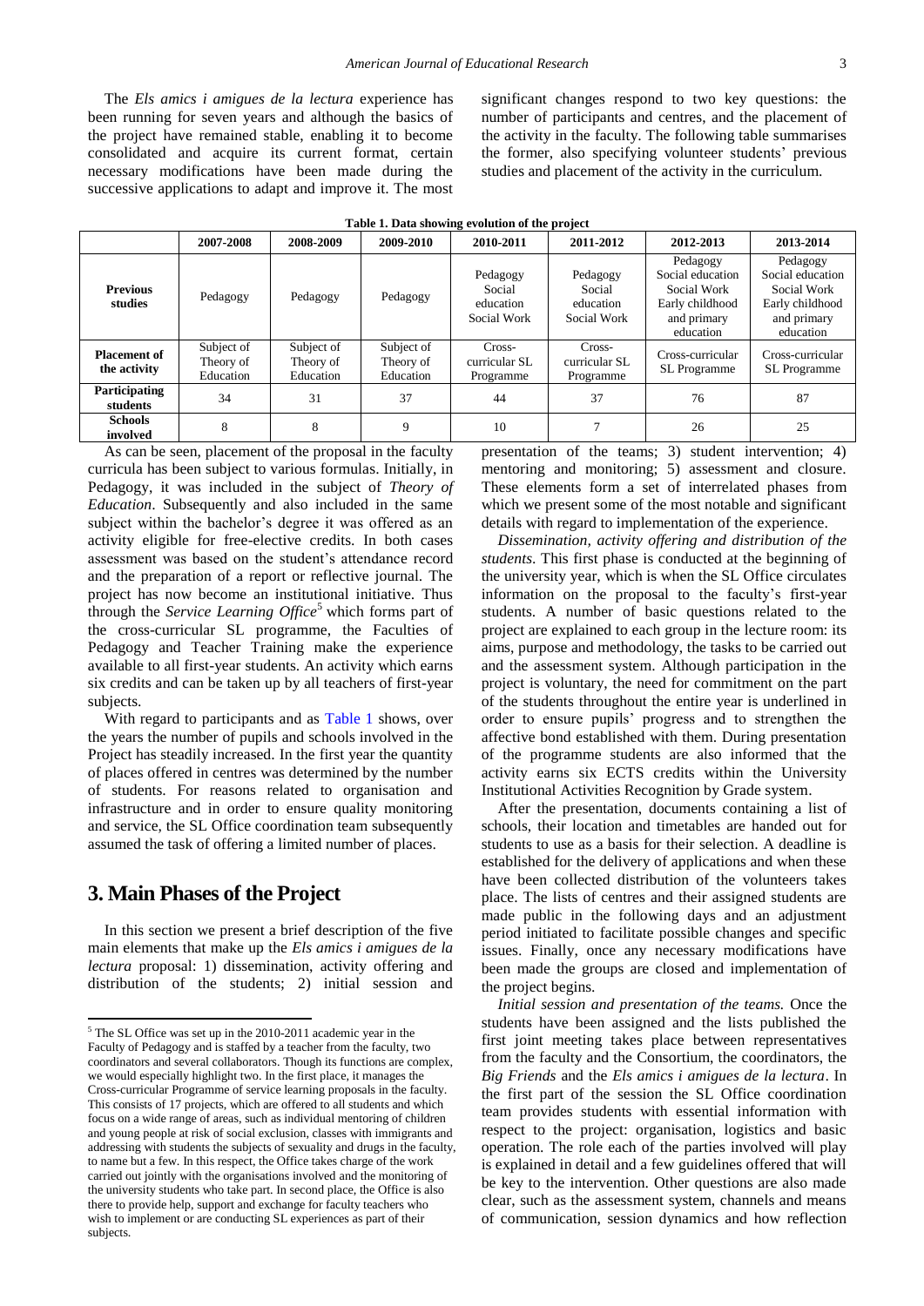The *Els amics i amigues de la lectura* experience has been running for seven years and although the basics of the project have remained stable, enabling it to become consolidated and acquire its current format, certain necessary modifications have been made during the successive applications to adapt and improve it. The most significant changes respond to two key questions: the number of participants and centres, and the placement of the activity in the faculty. The following table summarises the former, also specifying volunteer students' previous studies and placement of the activity in the curriculum.

**Table 1. Data showing evolution of the project**

| | 2007-2008 | 2008-2009 | 2009-2010 | 2010-2011 | 2011-2012 | 2012-2013 | 2013-2014 |
|---|---|---|---|---|---|---|---|
| **Previous studies** | Pedagogy | Pedagogy | Pedagogy | Pedagogy Social education Social Work | Pedagogy Social education Social Work | Pedagogy Social education Social Work Early childhood and primary education | Pedagogy Social education Social Work Early childhood and primary education |
| **Placement of the activity** | Subject of Theory of Education | Subject of Theory of Education | Subject of Theory of Education | Cross-curricular SL Programme | Cross-curricular SL Programme | Cross-curricular SL Programme | Cross-curricular SL Programme |
| **Participating students** | 34 | 31 | 37 | 44 | 37 | 76 | 87 |
| **Schools involved** | 8 | 8 | 9 | 10 | 7 | 26 | 25 |

As can be seen, placement of the proposal in the faculty curricula has been subject to various formulas. Initially, in Pedagogy, it was included in the subject of *Theory of Education*. Subsequently and also included in the same subject within the bachelor's degree it was offered as an activity eligible for free-elective credits. In both cases assessment was based on the student's attendance record and the preparation of a report or reflective journal. The project has now become an institutional initiative. Thus through the *Service Learning Office*[5] which forms part of the cross-curricular SL programme, the Faculties of Pedagogy and Teacher Training make the experience available to all first-year students. An activity which earns six credits and can be taken up by all teachers of first-year subjects.

With regard to participants and as Table 1 shows, over the years the number of pupils and schools involved in the Project has steadily increased. In the first year the quantity of places offered in centres was determined by the number of students. For reasons related to organisation and infrastructure and in order to ensure quality monitoring and service, the SL Office coordination team subsequently assumed the task of offering a limited number of places.

# 3. Main Phases of the Project

In this section we present a brief description of the five main elements that make up the *Els amics i amigues de la lectura* proposal: 1) dissemination, activity offering and distribution of the students; 2) initial session and presentation of the teams; 3) student intervention; 4) mentoring and monitoring; 5) assessment and closure. These elements form a set of interrelated phases from which we present some of the most notable and significant details with regard to implementation of the experience.

*Dissemination, activity offering and distribution of the students*. This first phase is conducted at the beginning of the university year, which is when the SL Office circulates information on the proposal to the faculty's first-year students. A number of basic questions related to the project are explained to each group in the lecture room: its aims, purpose and methodology, the tasks to be carried out and the assessment system. Although participation in the project is voluntary, the need for commitment on the part of the students throughout the entire year is underlined in order to ensure pupils' progress and to strengthen the affective bond established with them. During presentation of the programme students are also informed that the activity earns six ECTS credits within the University Institutional Activities Recognition by Grade system.

After the presentation, documents containing a list of schools, their location and timetables are handed out for students to use as a basis for their selection. A deadline is established for the delivery of applications and when these have been collected distribution of the volunteers takes place. The lists of centres and their assigned students are made public in the following days and an adjustment period initiated to facilitate possible changes and specific issues. Finally, once any necessary modifications have been made the groups are closed and implementation of the project begins.

*Initial session and presentation of the teams.* Once the students have been assigned and the lists published the first joint meeting takes place between representatives from the faculty and the Consortium, the coordinators, the *Big Friends* and the *Els amics i amigues de la lectura*. In the first part of the session the SL Office coordination team provides students with essential information with respect to the project: organisation, logistics and basic operation. The role each of the parties involved will play is explained in detail and a few guidelines offered that will be key to the intervention. Other questions are also made clear, such as the assessment system, channels and means of communication, session dynamics and how reflection

[5] The SL Office was set up in the 2010-2011 academic year in the Faculty of Pedagogy and is staffed by a teacher from the faculty, two coordinators and several collaborators. Though its functions are complex, we would especially highlight two. In the first place, it manages the Cross-curricular Programme of service learning proposals in the faculty. This consists of 17 projects, which are offered to all students and which focus on a wide range of areas, such as individual mentoring of children and young people at risk of social exclusion, classes with immigrants and addressing with students the subjects of sexuality and drugs in the faculty, to name but a few. In this respect, the Office takes charge of the work carried out jointly with the organisations involved and the monitoring of the university students who take part. In second place, the Office is also there to provide help, support and exchange for faculty teachers who wish to implement or are conducting SL experiences as part of their subjects.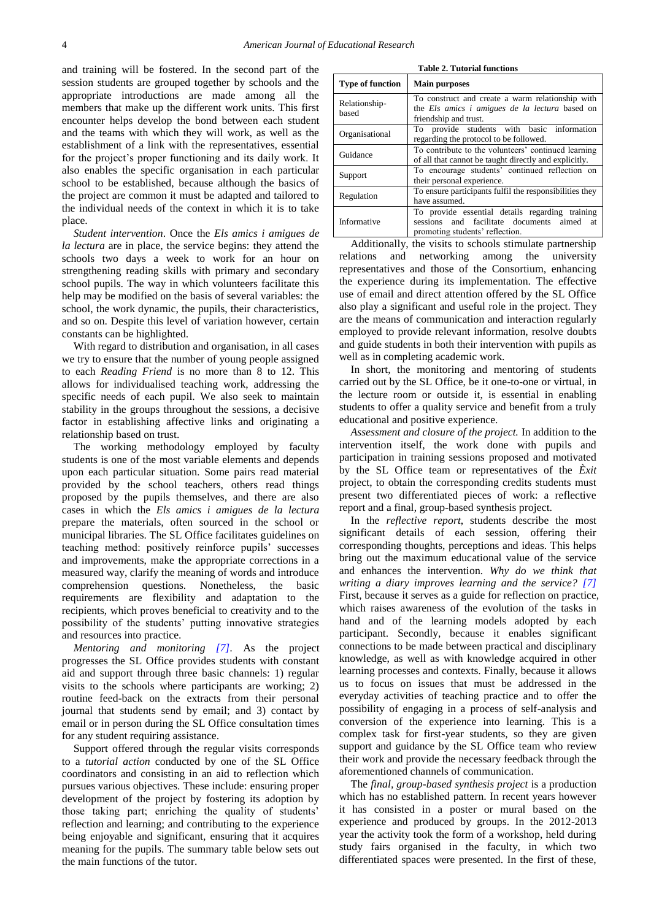and training will be fostered. In the second part of the session students are grouped together by schools and the appropriate introductions are made among all the members that make up the different work units. This first encounter helps develop the bond between each student and the teams with which they will work, as well as the establishment of a link with the representatives, essential for the project's proper functioning and its daily work. It also enables the specific organisation in each particular school to be established, because although the basics of the project are common it must be adapted and tailored to the individual needs of the context in which it is to take place.

*Student intervention*. Once the *Els amics i amigues de la lectura* are in place, the service begins: they attend the schools two days a week to work for an hour on strengthening reading skills with primary and secondary school pupils. The way in which volunteers facilitate this help may be modified on the basis of several variables: the school, the work dynamic, the pupils, their characteristics, and so on. Despite this level of variation however, certain constants can be highlighted.

With regard to distribution and organisation, in all cases we try to ensure that the number of young people assigned to each *Reading Friend* is no more than 8 to 12. This allows for individualised teaching work, addressing the specific needs of each pupil. We also seek to maintain stability in the groups throughout the sessions, a decisive factor in establishing affective links and originating a relationship based on trust.

The working methodology employed by faculty students is one of the most variable elements and depends upon each particular situation. Some pairs read material provided by the school teachers, others read things proposed by the pupils themselves, and there are also cases in which the *Els amics i amigues de la lectura* prepare the materials, often sourced in the school or municipal libraries. The SL Office facilitates guidelines on teaching method: positively reinforce pupils' successes and improvements, make the appropriate corrections in a measured way, clarify the meaning of words and introduce comprehension questions. Nonetheless, the basic requirements are flexibility and adaptation to the recipients, which proves beneficial to creativity and to the possibility of the students' putting innovative strategies and resources into practice.

*Mentoring and monitoring* [7]. As the project progresses the SL Office provides students with constant aid and support through three basic channels: 1) regular visits to the schools where participants are working; 2) routine feed-back on the extracts from their personal journal that students send by email; and 3) contact by email or in person during the SL Office consultation times for any student requiring assistance.

Support offered through the regular visits corresponds to a *tutorial action* conducted by one of the SL Office coordinators and consisting in an aid to reflection which pursues various objectives. These include: ensuring proper development of the project by fostering its adoption by those taking part; enriching the quality of students' reflection and learning; and contributing to the experience being enjoyable and significant, ensuring that it acquires meaning for the pupils. The summary table below sets out the main functions of the tutor.

**Table 2. Tutorial functions**

| Type of function | Main purposes |
|---|---|
| Relationship-based | To construct and create a warm relationship with the *Els amics i amigues de la lectura* based on friendship and trust. |
| Organisational | To provide students with basic information regarding the protocol to be followed. |
| Guidance | To contribute to the volunteers' continued learning of all that cannot be taught directly and explicitly. |
| Support | To encourage students' continued reflection on their personal experience. |
| Regulation | To ensure participants fulfil the responsibilities they have assumed. |
| Informative | To provide essential details regarding training sessions and facilitate documents aimed at promoting students' reflection. |

Additionally, the visits to schools stimulate partnership relations and networking among the university representatives and those of the Consortium, enhancing the experience during its implementation. The effective use of email and direct attention offered by the SL Office also play a significant and useful role in the project. They are the means of communication and interaction regularly employed to provide relevant information, resolve doubts and guide students in both their intervention with pupils as well as in completing academic work.

In short, the monitoring and mentoring of students carried out by the SL Office, be it one-to-one or virtual, in the lecture room or outside it, is essential in enabling students to offer a quality service and benefit from a truly educational and positive experience.

*Assessment and closure of the project.* In addition to the intervention itself, the work done with pupils and participation in training sessions proposed and motivated by the SL Office team or representatives of the *Èxit* project, to obtain the corresponding credits students must present two differentiated pieces of work: a reflective report and a final, group-based synthesis project.

In the *reflective report*, students describe the most significant details of each session, offering their corresponding thoughts, perceptions and ideas. This helps bring out the maximum educational value of the service and enhances the intervention. *Why do we think that writing a diary improves learning and the service?* [7] First, because it serves as a guide for reflection on practice, which raises awareness of the evolution of the tasks in hand and of the learning models adopted by each participant. Secondly, because it enables significant connections to be made between practical and disciplinary knowledge, as well as with knowledge acquired in other learning processes and contexts. Finally, because it allows us to focus on issues that must be addressed in the everyday activities of teaching practice and to offer the possibility of engaging in a process of self-analysis and conversion of the experience into learning. This is a complex task for first-year students, so they are given support and guidance by the SL Office team who review their work and provide the necessary feedback through the aforementioned channels of communication.

The *final, group-based synthesis project* is a production which has no established pattern. In recent years however it has consisted in a poster or mural based on the experience and produced by groups. In the 2012-2013 year the activity took the form of a workshop, held during study fairs organised in the faculty, in which two differentiated spaces were presented. In the first of these,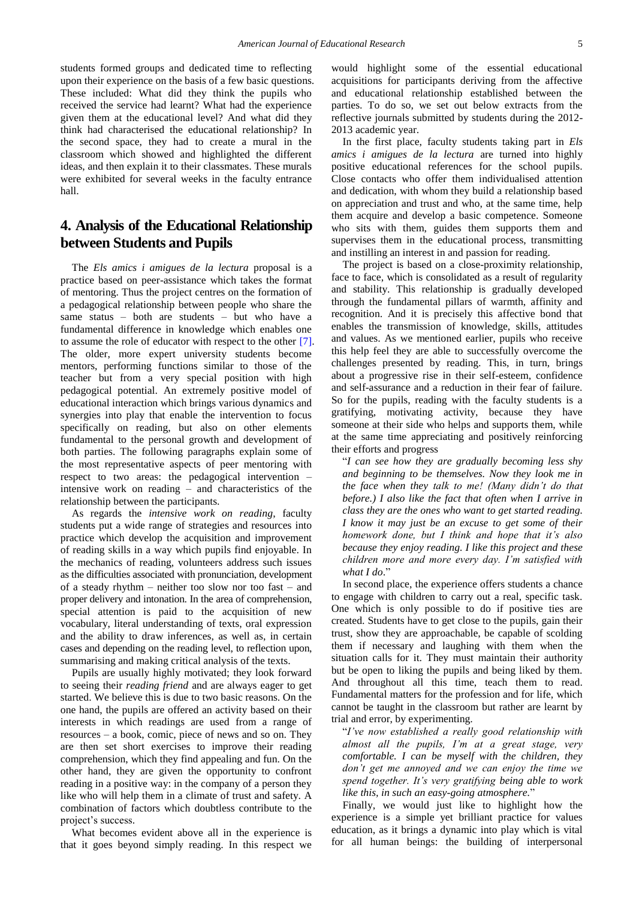students formed groups and dedicated time to reflecting upon their experience on the basis of a few basic questions. These included: What did they think the pupils who received the service had learnt? What had the experience given them at the educational level? And what did they think had characterised the educational relationship? In the second space, they had to create a mural in the classroom which showed and highlighted the different ideas, and then explain it to their classmates. These murals were exhibited for several weeks in the faculty entrance hall.

## 4. Analysis of the Educational Relationship between Students and Pupils

The *Els amics i amigues de la lectura* proposal is a practice based on peer-assistance which takes the format of mentoring. Thus the project centres on the formation of a pedagogical relationship between people who share the same status – both are students – but who have a fundamental difference in knowledge which enables one to assume the role of educator with respect to the other [7]. The older, more expert university students become mentors, performing functions similar to those of the teacher but from a very special position with high pedagogical potential. An extremely positive model of educational interaction which brings various dynamics and synergies into play that enable the intervention to focus specifically on reading, but also on other elements fundamental to the personal growth and development of both parties. The following paragraphs explain some of the most representative aspects of peer mentoring with respect to two areas: the pedagogical intervention – intensive work on reading – and characteristics of the relationship between the participants.

As regards the *intensive work on reading*, faculty students put a wide range of strategies and resources into practice which develop the acquisition and improvement of reading skills in a way which pupils find enjoyable. In the mechanics of reading, volunteers address such issues as the difficulties associated with pronunciation, development of a steady rhythm – neither too slow nor too fast – and proper delivery and intonation. In the area of comprehension, special attention is paid to the acquisition of new vocabulary, literal understanding of texts, oral expression and the ability to draw inferences, as well as, in certain cases and depending on the reading level, to reflection upon, summarising and making critical analysis of the texts.

Pupils are usually highly motivated; they look forward to seeing their *reading friend* and are always eager to get started. We believe this is due to two basic reasons. On the one hand, the pupils are offered an activity based on their interests in which readings are used from a range of resources – a book, comic, piece of news and so on. They are then set short exercises to improve their reading comprehension, which they find appealing and fun. On the other hand, they are given the opportunity to confront reading in a positive way: in the company of a person they like who will help them in a climate of trust and safety. A combination of factors which doubtless contribute to the project's success.

What becomes evident above all in the experience is that it goes beyond simply reading. In this respect we would highlight some of the essential educational acquisitions for participants deriving from the affective and educational relationship established between the parties. To do so, we set out below extracts from the reflective journals submitted by students during the 2012-2013 academic year.

In the first place, faculty students taking part in *Els amics i amigues de la lectura* are turned into highly positive educational references for the school pupils. Close contacts who offer them individualised attention and dedication, with whom they build a relationship based on appreciation and trust and who, at the same time, help them acquire and develop a basic competence. Someone who sits with them, guides them supports them and supervises them in the educational process, transmitting and instilling an interest in and passion for reading.

The project is based on a close-proximity relationship, face to face, which is consolidated as a result of regularity and stability. This relationship is gradually developed through the fundamental pillars of warmth, affinity and recognition. And it is precisely this affective bond that enables the transmission of knowledge, skills, attitudes and values. As we mentioned earlier, pupils who receive this help feel they are able to successfully overcome the challenges presented by reading. This, in turn, brings about a progressive rise in their self-esteem, confidence and self-assurance and a reduction in their fear of failure. So for the pupils, reading with the faculty students is a gratifying, motivating activity, because they have someone at their side who helps and supports them, while at the same time appreciating and positively reinforcing their efforts and progress

> "*I can see how they are gradually becoming less shy and beginning to be themselves. Now they look me in the face when they talk to me! (Many didn't do that before.) I also like the fact that often when I arrive in class they are the ones who want to get started reading. I know it may just be an excuse to get some of their homework done, but I think and hope that it's also because they enjoy reading. I like this project and these children more and more every day. I'm satisfied with what I do*."

In second place, the experience offers students a chance to engage with children to carry out a real, specific task. One which is only possible to do if positive ties are created. Students have to get close to the pupils, gain their trust, show they are approachable, be capable of scolding them if necessary and laughing with them when the situation calls for it. They must maintain their authority but be open to liking the pupils and being liked by them. And throughout all this time, teach them to read. Fundamental matters for the profession and for life, which cannot be taught in the classroom but rather are learnt by trial and error, by experimenting.

> "*I've now established a really good relationship with almost all the pupils, I'm at a great stage, very comfortable. I can be myself with the children, they don't get me annoyed and we can enjoy the time we spend together. It's very gratifying being able to work like this, in such an easy-going atmosphere.*"

Finally, we would just like to highlight how the experience is a simple yet brilliant practice for values education, as it brings a dynamic into play which is vital for all human beings: the building of interpersonal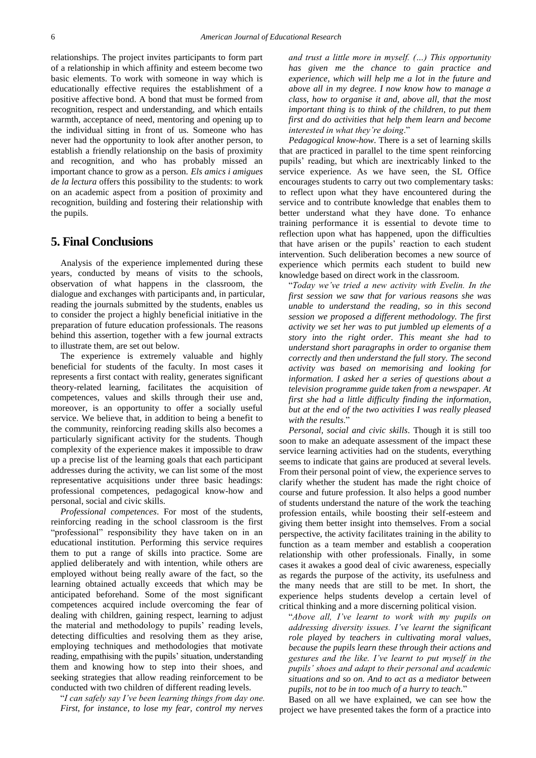relationships. The project invites participants to form part of a relationship in which affinity and esteem become two basic elements. To work with someone in way which is educationally effective requires the establishment of a positive affective bond. A bond that must be formed from recognition, respect and understanding, and which entails warmth, acceptance of need, mentoring and opening up to the individual sitting in front of us. Someone who has never had the opportunity to look after another person, to establish a friendly relationship on the basis of proximity and recognition, and who has probably missed an important chance to grow as a person. *Els amics i amigues de la lectura* offers this possibility to the students: to work on an academic aspect from a position of proximity and recognition, building and fostering their relationship with the pupils.

## 5. Final Conclusions

Analysis of the experience implemented during these years, conducted by means of visits to the schools, observation of what happens in the classroom, the dialogue and exchanges with participants and, in particular, reading the journals submitted by the students, enables us to consider the project a highly beneficial initiative in the preparation of future education professionals. The reasons behind this assertion, together with a few journal extracts to illustrate them, are set out below.

The experience is extremely valuable and highly beneficial for students of the faculty. In most cases it represents a first contact with reality, generates significant theory-related learning, facilitates the acquisition of competences, values and skills through their use and, moreover, is an opportunity to offer a socially useful service. We believe that, in addition to being a benefit to the community, reinforcing reading skills also becomes a particularly significant activity for the students. Though complexity of the experience makes it impossible to draw up a precise list of the learning goals that each participant addresses during the activity, we can list some of the most representative acquisitions under three basic headings: professional competences, pedagogical know-how and personal, social and civic skills.

*Professional competences*. For most of the students, reinforcing reading in the school classroom is the first "professional" responsibility they have taken on in an educational institution. Performing this service requires them to put a range of skills into practice. Some are applied deliberately and with intention, while others are employed without being really aware of the fact, so the learning obtained actually exceeds that which may be anticipated beforehand. Some of the most significant competences acquired include overcoming the fear of dealing with children, gaining respect, learning to adjust the material and methodology to pupils' reading levels, detecting difficulties and resolving them as they arise, employing techniques and methodologies that motivate reading, empathising with the pupils' situation, understanding them and knowing how to step into their shoes, and seeking strategies that allow reading reinforcement to be conducted with two children of different reading levels.

"*I can safely say I've been learning things from day one. First, for instance, to lose my fear, control my nerves and trust a little more in myself. (…) This opportunity has given me the chance to gain practice and experience, which will help me a lot in the future and above all in my degree. I now know how to manage a class, how to organise it and, above all, that the most important thing is to think of the children, to put them first and do activities that help them learn and become interested in what they're doing*."

*Pedagogical know-how*. There is a set of learning skills that are practiced in parallel to the time spent reinforcing pupils' reading, but which are inextricably linked to the service experience. As we have seen, the SL Office encourages students to carry out two complementary tasks: to reflect upon what they have encountered during the service and to contribute knowledge that enables them to better understand what they have done. To enhance training performance it is essential to devote time to reflection upon what has happened, upon the difficulties that have arisen or the pupils' reaction to each student intervention. Such deliberation becomes a new source of experience which permits each student to build new knowledge based on direct work in the classroom.

"*Today we've tried a new activity with Evelin. In the first session we saw that for various reasons she was unable to understand the reading, so in this second session we proposed a different methodology. The first activity we set her was to put jumbled up elements of a story into the right order. This meant she had to understand short paragraphs in order to organise them correctly and then understand the full story. The second activity was based on memorising and looking for information. I asked her a series of questions about a television programme guide taken from a newspaper. At first she had a little difficulty finding the information, but at the end of the two activities I was really pleased with the results*."

*Personal, social and civic skills*. Though it is still too soon to make an adequate assessment of the impact these service learning activities had on the students, everything seems to indicate that gains are produced at several levels. From their personal point of view, the experience serves to clarify whether the student has made the right choice of course and future profession. It also helps a good number of students understand the nature of the work the teaching profession entails, while boosting their self-esteem and giving them better insight into themselves. From a social perspective, the activity facilitates training in the ability to function as a team member and establish a cooperation relationship with other professionals. Finally, in some cases it awakes a good deal of civic awareness, especially as regards the purpose of the activity, its usefulness and the many needs that are still to be met. In short, the experience helps students develop a certain level of critical thinking and a more discerning political vision.

"*Above all, I've learnt to work with my pupils on addressing diversity issues. I've learnt the significant role played by teachers in cultivating moral values, because the pupils learn these through their actions and gestures and the like. I've learnt to put myself in the pupils' shoes and adapt to their personal and academic situations and so on. And to act as a mediator between pupils, not to be in too much of a hurry to teach.*"

Based on all we have explained, we can see how the project we have presented takes the form of a practice into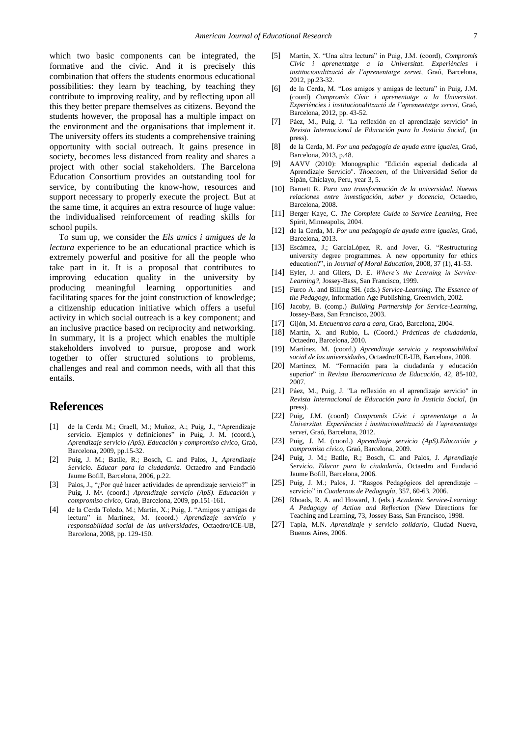which two basic components can be integrated, the formative and the civic. And it is precisely this combination that offers the students enormous educational possibilities: they learn by teaching, by teaching they contribute to improving reality, and by reflecting upon all this they better prepare themselves as citizens. Beyond the students however, the proposal has a multiple impact on the environment and the organisations that implement it. The university offers its students a comprehensive training opportunity with social outreach. It gains presence in society, becomes less distanced from reality and shares a project with other social stakeholders. The Barcelona Education Consortium provides an outstanding tool for service, by contributing the know-how, resources and support necessary to properly execute the project. But at the same time, it acquires an extra resource of huge value: the individualised reinforcement of reading skills for school pupils.

To sum up, we consider the *Els amics i amigues de la lectura* experience to be an educational practice which is extremely powerful and positive for all the people who take part in it. It is a proposal that contributes to improving education quality in the university by producing meaningful learning opportunities and facilitating spaces for the joint construction of knowledge; a citizenship education initiative which offers a useful activity in which social outreach is a key component; and an inclusive practice based on reciprocity and networking. In summary, it is a project which enables the multiple stakeholders involved to pursue, propose and work together to offer structured solutions to problems, challenges and real and common needs, with all that this entails.

# References

[1] de la Cerda M.; Graell, M.; Muñoz, A.; Puig, J., "Aprendizaje servicio. Ejemplos y definiciones" in Puig, J. M. (coord.), *Aprendizaje servicio (ApS). Educación y compromiso cívico*, Graó, Barcelona, 2009, pp.15-32.

[2] Puig, J. M.; Batlle, R.; Bosch, C. and Palos, J., *Aprendizaje Servicio. Educar para la ciudadanía*. Octaedro and Fundació Jaume Bofill, Barcelona, 2006, p.22.

[3] Palos, J., "¿Por qué hacer actividades de aprendizaje servicio?" in Puig, J. Mª. (coord.) *Aprendizaje servicio (ApS). Educación y compromiso cívico*, Graó, Barcelona, 2009, pp.151-161.

[4] de la Cerda Toledo, M.; Martín, X.; Puig, J. "Amigos y amigas de lectura" in Martínez, M. (coord.) *Aprendizaje servicio y responsabilidad social de las universidades*, Octaedro/ICE-UB, Barcelona, 2008, pp. 129-150.

[5] Martín, X. "Una altra lectura" in Puig, J.M. (coord), *Compromís Cívic i aprenentatge a la Universitat. Experiències i institucionalització de l'aprenentatge servei*, Graó, Barcelona, 2012, pp.23-32.

[6] de la Cerda, M. "Los amigos y amigas de lectura" in Puig, J.M. (coord) *Compromís Cívic i aprenentatge a la Universitat. Experiències i institucionalització de l'aprenentatge servei*, Graó, Barcelona, 2012, pp. 43-52.

[7] Páez, M., Puig, J. "La reflexión en el aprendizaje servicio" in *Revista Internacional de Educación para la Justicia Social*, (in press).

[8] de la Cerda, M. *Por una pedagogía de ayuda entre iguales*, Graó, Barcelona, 2013, p.48.

[9] AAVV (2010): Monographic "Edición especial dedicada al Aprendizaje Servicio". *Thoecoen*, of the Universidad Señor de Sipán, Chiclayo, Peru, year 3, 5.

[10] Barnett R. *Para una transformación de la universidad. Nuevas relaciones entre investigación, saber y docencia*, Octaedro, Barcelona, 2008.

[11] Berger Kaye, C. *The Complete Guide to Service Learning*, Free Spirit, Minneapolis, 2004.

[12] de la Cerda, M. *Por una pedagogía de ayuda entre iguales*, Graó, Barcelona, 2013.

[13] Escámez, J.; GarcíaLópez, R. and Jover, G. "Restructuring university degree programmes. A new opportunity for ethics education?", in *Journal of Moral Education*, 2008, 37 (1), 41-53.

[14] Eyler, J. and Gilers, D. E. *Where's the Learning in Service-Learning?*, Jossey-Bass, San Francisco, 1999.

[15] Furco A. and Billing SH. (eds.) *Service-Learning. The Essence of the Pedagogy*, Information Age Publishing, Greenwich, 2002.

[16] Jacoby, B. (comp.) *Building Partnership for Service-Learning*, Jossey-Bass, San Francisco, 2003.

[17] Gijón, M. *Encuentros cara a cara*, Graó, Barcelona, 2004.

[18] Martín, X. and Rubio, L. (Coord.) *Prácticas de ciudadanía*, Octaedro, Barcelona, 2010.

[19] Martínez, M. (coord.) *Aprendizaje servicio y responsabilidad social de las universidades*, Octaedro/ICE-UB, Barcelona, 2008.

[20] Martínez, M. "Formación para la ciudadanía y educación superior" in *Revista Iberoamericana de Educación*, 42, 85-102, 2007.

[21] Páez, M., Puig, J. "La reflexión en el aprendizaje servicio" in *Revista Internacional de Educación para la Justicia Social*, (in press).

[22] Puig, J.M. (coord) *Compromís Cívic i aprenentatge a la Universitat. Experiències i institucionalització de l'aprenentatge servei*, Graó, Barcelona, 2012.

[23] Puig, J. M. (coord.) *Aprendizaje servicio (ApS).Educación y compromiso cívico*, Graó, Barcelona, 2009.

[24] Puig, J. M.; Batlle, R.; Bosch, C. and Palos, J. *Aprendizaje Servicio. Educar para la ciudadanía*, Octaedro and Fundació Jaume Bofill, Barcelona, 2006.

[25] Puig, J. M.; Palos, J. "Rasgos Pedagógicos del aprendizaje – servicio" in *Cuadernos de Pedagogía*, 357, 60-63, 2006.

[26] Rhoads, R. A. and Howard, J. (eds.) *Academic Service-Learning: A Pedagogy of Action and Reflection* (New Directions for Teaching and Learning, 73, Jossey Bass, San Francisco, 1998.

[27] Tapia, M.N. *Aprendizaje y servicio solidario*, Ciudad Nueva, Buenos Aires, 2006.